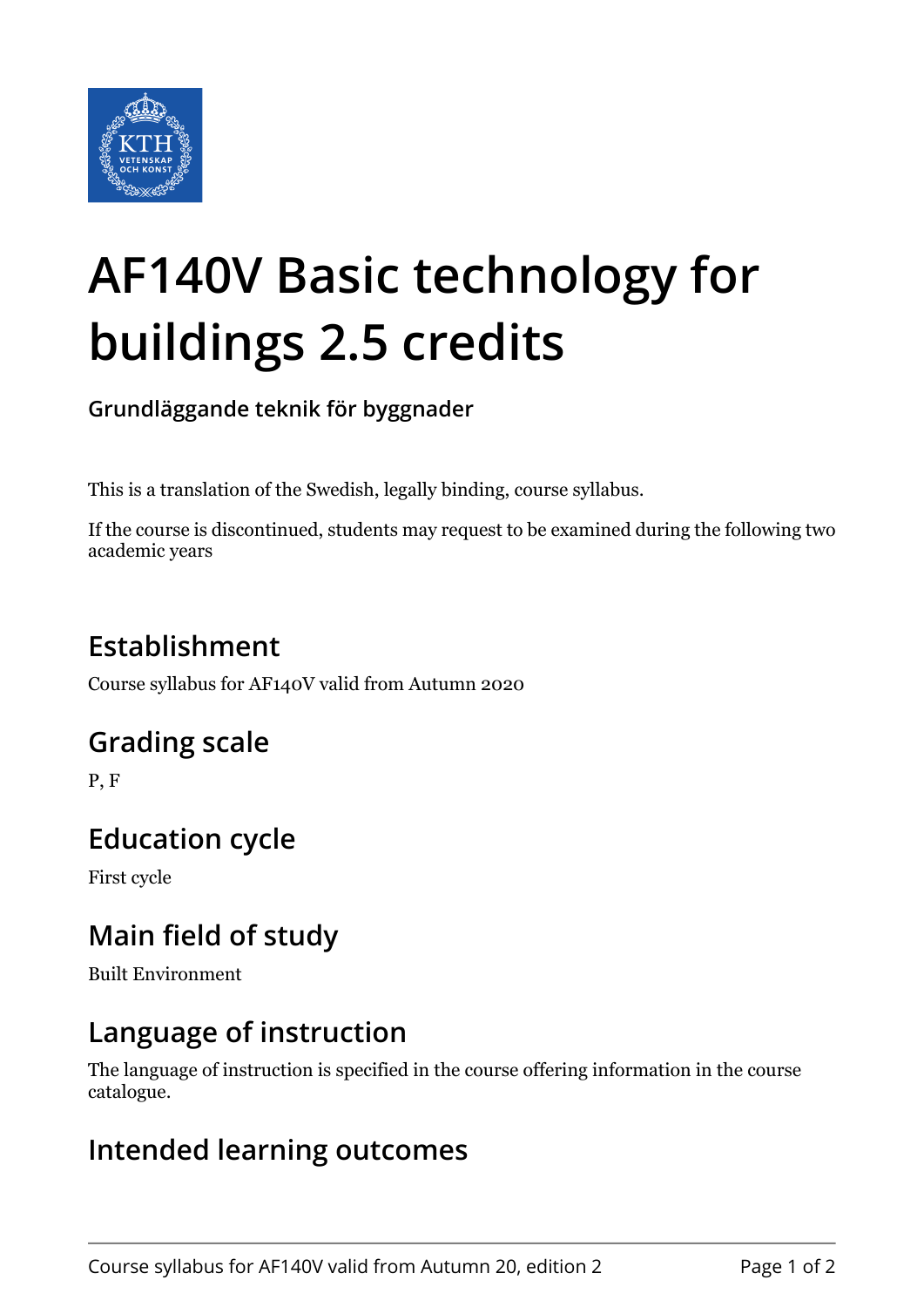# AF140V Basic technology for buildings 2.5 credits

**Grundläggande teknik för byggnader**

This is a translation of the Swedish, legally binding, course syllabus.

If the course is discontinued, students may request to be examined during the following two academic years

## Establishment

Course syllabus for AF140V valid from Autumn 2020

## Grading scale

P, F

## Education cycle

First cycle

## Main field of study

Built Environment

## Language of instruction

The language of instruction is specified in the course offering information in the course catalogue.

## Intended learning outcomes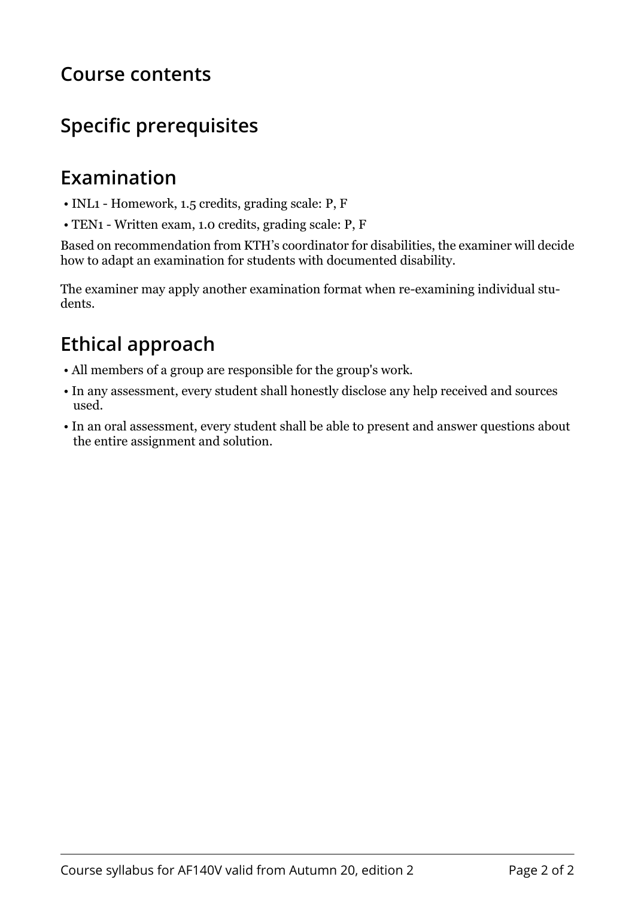## Course contents

## Specific prerequisites

## Examination

- INL1 - Homework, 1.5 credits, grading scale: P, F
- TEN1 - Written exam, 1.0 credits, grading scale: P, F

Based on recommendation from KTH's coordinator for disabilities, the examiner will decide how to adapt an examination for students with documented disability.

The examiner may apply another examination format when re-examining individual students.

## Ethical approach

- All members of a group are responsible for the group's work.
- In any assessment, every student shall honestly disclose any help received and sources used.
- In an oral assessment, every student shall be able to present and answer questions about the entire assignment and solution.